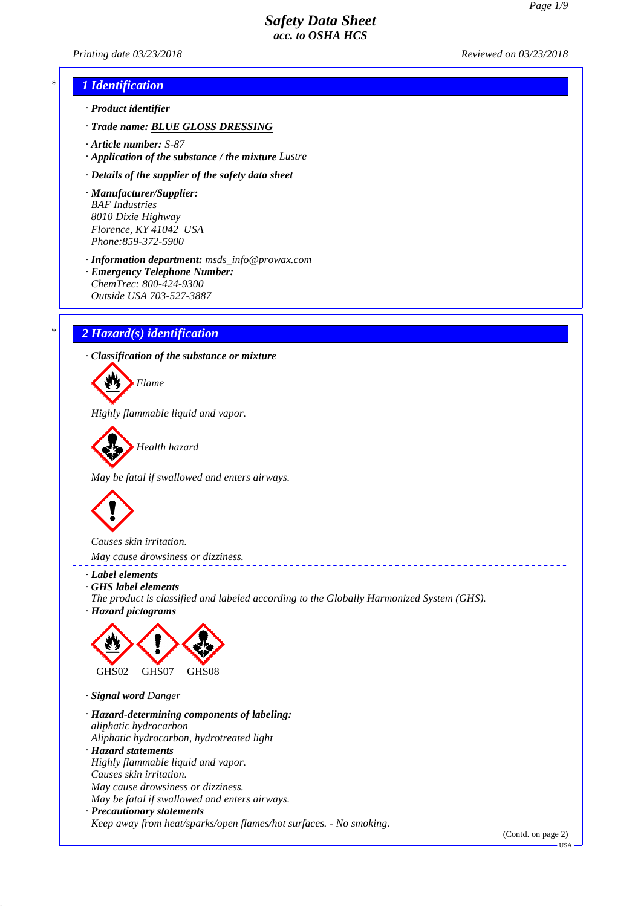# Safety Data Sheet
## acc. to OSHA HCS

Printing date 03/23/2018 Reviewed on 03/23/2018

## 1 Identification

· **Product identifier**

· **Trade name: BLUE GLOSS DRESSING**

· **Article number:** S-87

· **Application of the substance / the mixture** Lustre

· **Details of the supplier of the safety data sheet**

· **Manufacturer/Supplier:**
BAF Industries
8010 Dixie Highway
Florence, KY 41042 USA
Phone:859-372-5900

· **Information department:** msds_info@prowax.com

· **Emergency Telephone Number:**
ChemTrec: 800-424-9300
Outside USA 703-527-3887

## 2 Hazard(s) identification

· **Classification of the substance or mixture**

Flame

Highly flammable liquid and vapor.

Health hazard

May be fatal if swallowed and enters airways.

Causes skin irritation.

May cause drowsiness or dizziness.

· **Label elements**

· **GHS label elements**
The product is classified and labeled according to the Globally Harmonized System (GHS).

· **Hazard pictograms**

GHS02 GHS07 GHS08

· **Signal word** Danger

· **Hazard-determining components of labeling:**
aliphatic hydrocarbon
Aliphatic hydrocarbon, hydrotreated light

· **Hazard statements**
Highly flammable liquid and vapor.
Causes skin irritation.
May cause drowsiness or dizziness.
May be fatal if swallowed and enters airways.

· **Precautionary statements**
Keep away from heat/sparks/open flames/hot surfaces. - No smoking.

(Contd. on page 2)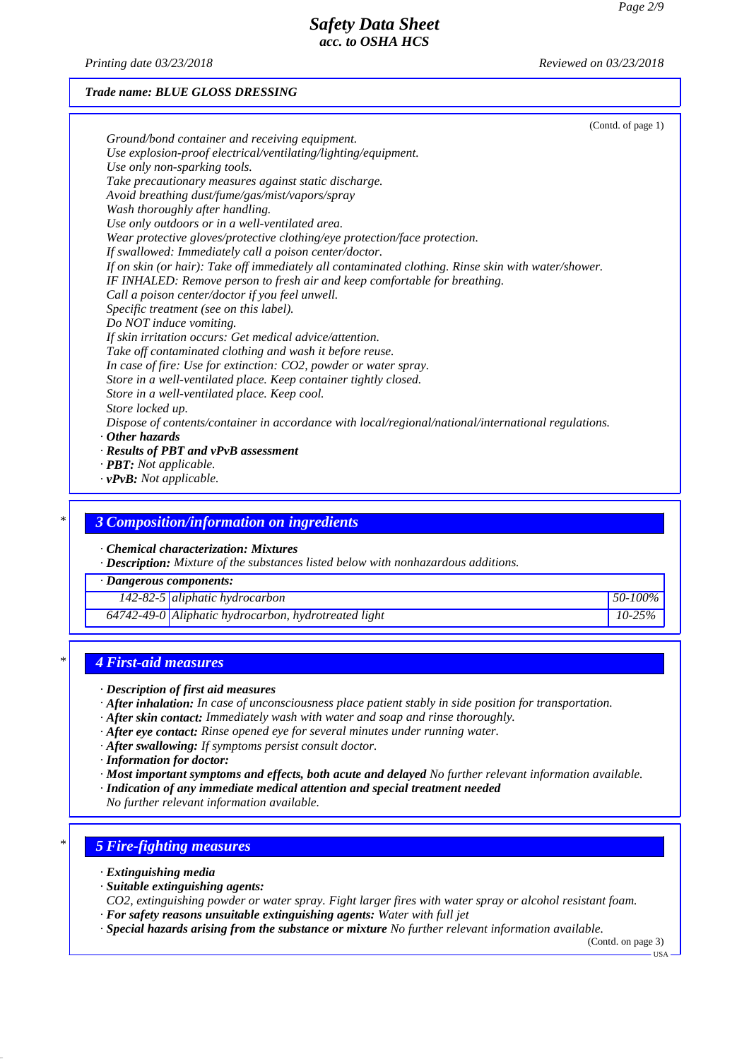(Contd. of page 1)

*Ground/bond container and receiving equipment.*
*Use explosion-proof electrical/ventilating/lighting/equipment.*
*Use only non-sparking tools.*
*Take precautionary measures against static discharge.*
*Avoid breathing dust/fume/gas/mist/vapors/spray*
*Wash thoroughly after handling.*
*Use only outdoors or in a well-ventilated area.*
*Wear protective gloves/protective clothing/eye protection/face protection.*
*If swallowed: Immediately call a poison center/doctor.*
*If on skin (or hair): Take off immediately all contaminated clothing. Rinse skin with water/shower.*
*IF INHALED: Remove person to fresh air and keep comfortable for breathing.*
*Call a poison center/doctor if you feel unwell.*
*Specific treatment (see on this label).*
*Do NOT induce vomiting.*
*If skin irritation occurs: Get medical advice/attention.*
*Take off contaminated clothing and wash it before reuse.*
*In case of fire: Use for extinction: $CO_2$, powder or water spray.*
*Store in a well-ventilated place. Keep container tightly closed.*
*Store in a well-ventilated place. Keep cool.*
*Store locked up.*
*Dispose of contents/container in accordance with local/regional/national/international regulations.*

· ***Other hazards***
· ***Results of PBT and vPvB assessment***
· ***PBT:*** *Not applicable.*
· ***vPvB:*** *Not applicable.*

## * 3 Composition/information on ingredients

· ***Chemical characterization: Mixtures***
· ***Description:*** *Mixture of the substances listed below with nonhazardous additions.*

| · Dangerous components: | | |
|---|---|---|
| 142-82-5 | aliphatic hydrocarbon | 50-100% |
| 64742-49-0 | Aliphatic hydrocarbon, hydrotreated light | 10-25% |

## * 4 First-aid measures

· ***Description of first aid measures***
· ***After inhalation:*** *In case of unconsciousness place patient stably in side position for transportation.*
· ***After skin contact:*** *Immediately wash with water and soap and rinse thoroughly.*
· ***After eye contact:*** *Rinse opened eye for several minutes under running water.*
· ***After swallowing:*** *If symptoms persist consult doctor.*
· ***Information for doctor:***
· ***Most important symptoms and effects, both acute and delayed*** *No further relevant information available.*
· ***Indication of any immediate medical attention and special treatment needed***
*No further relevant information available.*

## * 5 Fire-fighting measures

· ***Extinguishing media***
· ***Suitable extinguishing agents:***
*$CO_2$, extinguishing powder or water spray. Fight larger fires with water spray or alcohol resistant foam.*
· ***For safety reasons unsuitable extinguishing agents:*** *Water with full jet*
· ***Special hazards arising from the substance or mixture*** *No further relevant information available.*

(Contd. on page 3)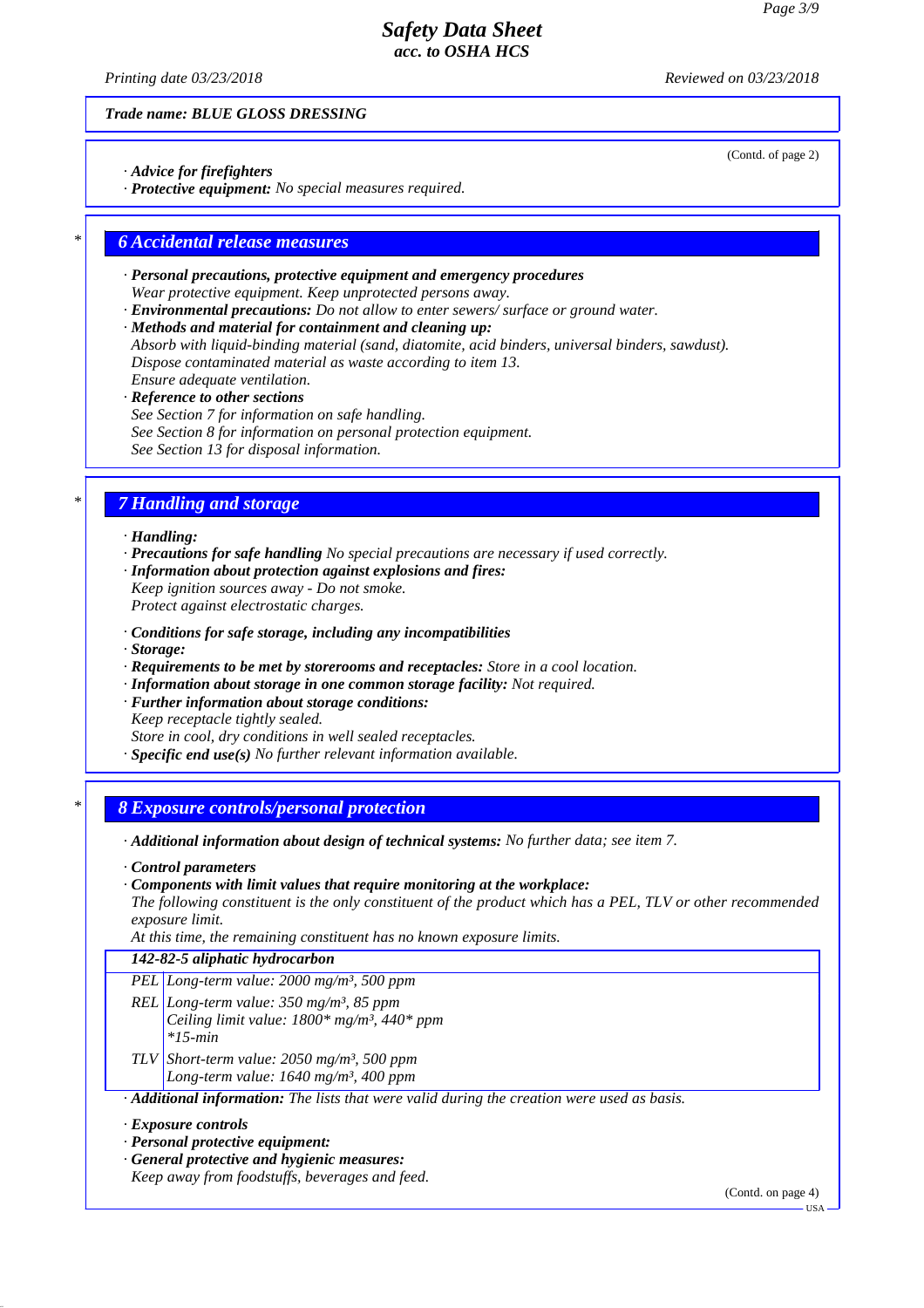Trade name: BLUE GLOSS DRESSING

(Contd. of page 2)

· **Advice for firefighters**
· **Protective equipment:** No special measures required.

## 6 Accidental release measures

· **Personal precautions, protective equipment and emergency procedures**
Wear protective equipment. Keep unprotected persons away.
· **Environmental precautions:** Do not allow to enter sewers/ surface or ground water.
· **Methods and material for containment and cleaning up:**
Absorb with liquid-binding material (sand, diatomite, acid binders, universal binders, sawdust).
Dispose contaminated material as waste according to item 13.
Ensure adequate ventilation.
· **Reference to other sections**
See Section 7 for information on safe handling.
See Section 8 for information on personal protection equipment.
See Section 13 for disposal information.

## 7 Handling and storage

· **Handling:**
· **Precautions for safe handling** No special precautions are necessary if used correctly.
· **Information about protection against explosions and fires:**
Keep ignition sources away - Do not smoke.
Protect against electrostatic charges.

· **Conditions for safe storage, including any incompatibilities**
· **Storage:**
· **Requirements to be met by storerooms and receptacles:** Store in a cool location.
· **Information about storage in one common storage facility:** Not required.
· **Further information about storage conditions:**
Keep receptacle tightly sealed.
Store in cool, dry conditions in well sealed receptacles.
· **Specific end use(s)** No further relevant information available.

## 8 Exposure controls/personal protection

· **Additional information about design of technical systems:** No further data; see item 7.

· **Control parameters**
· **Components with limit values that require monitoring at the workplace:**
The following constituent is the only constituent of the product which has a PEL, TLV or other recommended exposure limit.
At this time, the remaining constituent has no known exposure limits.

| 142-82-5 aliphatic hydrocarbon | |
|---|---|
| PEL | Long-term value: 2000 mg/m³, 500 ppm |
| REL | Long-term value: 350 mg/m³, 85 ppm<br>Ceiling limit value: 1800* mg/m³, 440* ppm<br>*15-min |
| TLV | Short-term value: 2050 mg/m³, 500 ppm<br>Long-term value: 1640 mg/m³, 400 ppm |

· **Additional information:** The lists that were valid during the creation were used as basis.

· **Exposure controls**
· **Personal protective equipment:**
· **General protective and hygienic measures:**
Keep away from foodstuffs, beverages and feed.

(Contd. on page 4)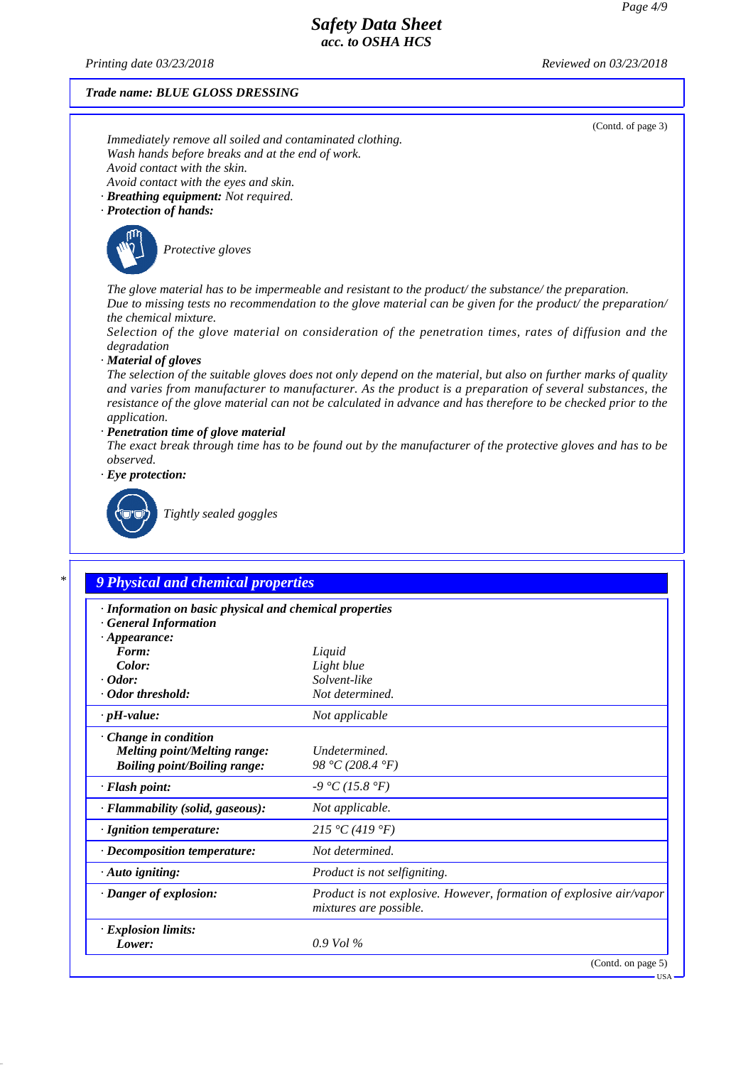Trade name: BLUE GLOSS DRESSING

(Contd. of page 3)

*Immediately remove all soiled and contaminated clothing.*
*Wash hands before breaks and at the end of work.*
*Avoid contact with the skin.*
*Avoid contact with the eyes and skin.*

· ***Breathing equipment:*** *Not required.*

· ***Protection of hands:***

*Protective gloves*

*The glove material has to be impermeable and resistant to the product/ the substance/ the preparation.*
*Due to missing tests no recommendation to the glove material can be given for the product/ the preparation/ the chemical mixture.*
*Selection of the glove material on consideration of the penetration times, rates of diffusion and the degradation*

· ***Material of gloves***

*The selection of the suitable gloves does not only depend on the material, but also on further marks of quality and varies from manufacturer to manufacturer. As the product is a preparation of several substances, the resistance of the glove material can not be calculated in advance and has therefore to be checked prior to the application.*

· ***Penetration time of glove material***

*The exact break through time has to be found out by the manufacturer of the protective gloves and has to be observed.*

· ***Eye protection:***

*Tightly sealed goggles*

\*

## 9 Physical and chemical properties

| · ***Information on basic physical and chemical properties*** | |
|---|---|
| · ***General Information*** | |
| · ***Appearance:*** | |
| ***Form:*** | *Liquid* |
| ***Color:*** | *Light blue* |
| · ***Odor:*** | *Solvent-like* |
| · ***Odor threshold:*** | *Not determined.* |
| · ***pH-value:*** | *Not applicable* |
| · ***Change in condition*** | |
| ***Melting point/Melting range:*** | *Undetermined.* |
| ***Boiling point/Boiling range:*** | *98 °C (208.4 °F)* |
| · ***Flash point:*** | *-9 °C (15.8 °F)* |
| · ***Flammability (solid, gaseous):*** | *Not applicable.* |
| · ***Ignition temperature:*** | *215 °C (419 °F)* |
| · ***Decomposition temperature:*** | *Not determined.* |
| · ***Auto igniting:*** | *Product is not selfigniting.* |
| · ***Danger of explosion:*** | *Product is not explosive. However, formation of explosive air/vapor mixtures are possible.* |
| · ***Explosion limits:*** | |
| ***Lower:*** | *0.9 Vol %* |

(Contd. on page 5)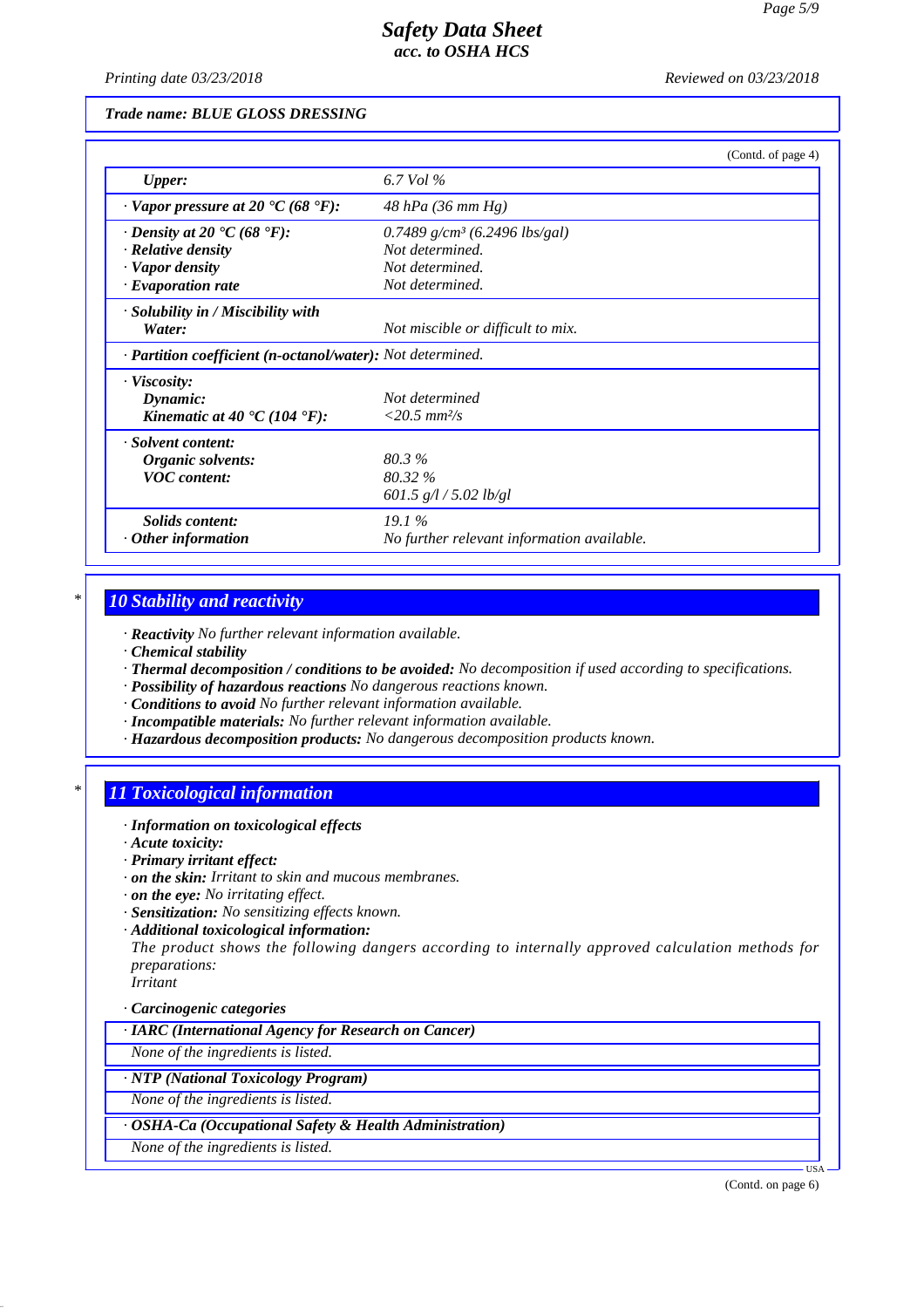*Trade name: BLUE GLOSS DRESSING*

(Contd. of page 4)

| | |
|---|---|
| **Upper:** | 6.7 Vol % |
| **· Vapor pressure at 20 °C (68 °F):** | 48 hPa (36 mm Hg) |
| **· Density at 20 °C (68 °F):** | 0.7489 g/cm³ (6.2496 lbs/gal) |
| **· Relative density** | Not determined. |
| **· Vapor density** | Not determined. |
| **· Evaporation rate** | Not determined. |
| **· Solubility in / Miscibility with Water:** | Not miscible or difficult to mix. |
| **· Partition coefficient (n-octanol/water):** | Not determined. |
| **· Viscosity:** | |
| **Dynamic:** | Not determined |
| **Kinematic at 40 °C (104 °F):** | <20.5 mm²/s |
| **· Solvent content:** | |
| **Organic solvents:** | 80.3 % |
| **VOC content:** | 80.32 % |
| | 601.5 g/l / 5.02 lb/gl |
| **Solids content:** | 19.1 % |
| **· Other information** | No further relevant information available. |

## 10 Stability and reactivity

- **Reactivity** No further relevant information available.
- **Chemical stability**
- **Thermal decomposition / conditions to be avoided:** No decomposition if used according to specifications.
- **Possibility of hazardous reactions** No dangerous reactions known.
- **Conditions to avoid** No further relevant information available.
- **Incompatible materials:** No further relevant information available.
- **Hazardous decomposition products:** No dangerous decomposition products known.

## 11 Toxicological information

- **Information on toxicological effects**
- **Acute toxicity:**
- **Primary irritant effect:**
- **on the skin:** Irritant to skin and mucous membranes.
- **on the eye:** No irritating effect.
- **Sensitization:** No sensitizing effects known.
- **Additional toxicological information:**

  The product shows the following dangers according to internally approved calculation methods for preparations:

  Irritant

- **Carcinogenic categories**

| · IARC (International Agency for Research on Cancer) |
|---|
| None of the ingredients is listed. |

| · NTP (National Toxicology Program) |
|---|
| None of the ingredients is listed. |

| · OSHA-Ca (Occupational Safety & Health Administration) |
|---|
| None of the ingredients is listed. |

(Contd. on page 6)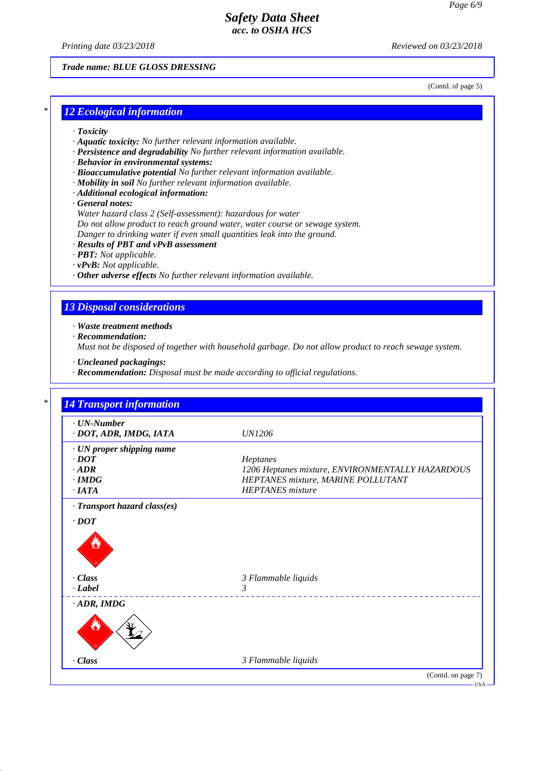Trade name: BLUE GLOSS DRESSING

(Contd. of page 5)

## 12 Ecological information

· **Toxicity**
· **Aquatic toxicity:** No further relevant information available.
· **Persistence and degradability** No further relevant information available.
· **Behavior in environmental systems:**
· **Bioaccumulative potential** No further relevant information available.
· **Mobility in soil** No further relevant information available.
· **Additional ecological information:**
· **General notes:**
Water hazard class 2 (Self-assessment): hazardous for water
Do not allow product to reach ground water, water course or sewage system.
Danger to drinking water if even small quantities leak into the ground.
· **Results of PBT and vPvB assessment**
· **PBT:** Not applicable.
· **vPvB:** Not applicable.
· **Other adverse effects** No further relevant information available.

## 13 Disposal considerations

· **Waste treatment methods**
· **Recommendation:**
Must not be disposed of together with household garbage. Do not allow product to reach sewage system.

· **Uncleaned packagings:**
· **Recommendation:** Disposal must be made according to official regulations.

## 14 Transport information

| | |
|---|---|
| · **UN-Number** | |
| · **DOT, ADR, IMDG, IATA** | UN1206 |
| · **UN proper shipping name** | |
| · **DOT** | Heptanes |
| · **ADR** | 1206 Heptanes mixture, ENVIRONMENTALLY HAZARDOUS |
| · **IMDG** | HEPTANES mixture, MARINE POLLUTANT |
| · **IATA** | HEPTANES mixture |
| · **Transport hazard class(es)** | |
| · **DOT** | |
| · **Class** | 3 Flammable liquids |
| · **Label** | 3 |
| · **ADR, IMDG** | |
| · **Class** | 3 Flammable liquids |

(Contd. on page 7)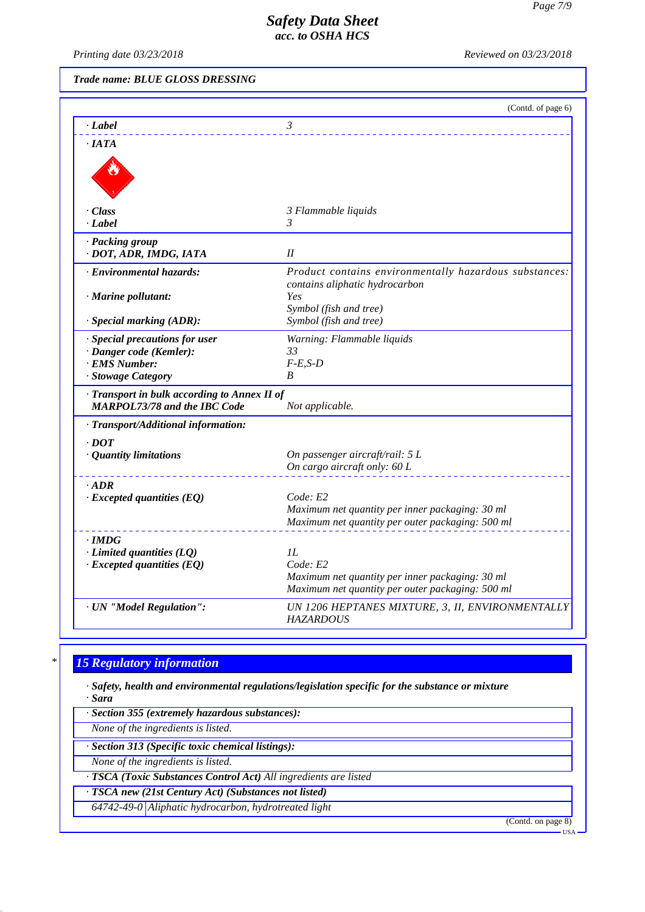**Trade name: BLUE GLOSS DRESSING**

(Contd. of page 6)

| | |
|---|---|
| · **Label** | 3 |
| · **IATA** | |
| · **Class** | 3 Flammable liquids |
| · **Label** | 3 |
| · **Packing group** · **DOT, ADR, IMDG, IATA** | II |
| · **Environmental hazards:** | Product contains environmentally hazardous substances: contains aliphatic hydrocarbon |
| · **Marine pollutant:** | Yes<br>Symbol (fish and tree) |
| · **Special marking (ADR):** | Symbol (fish and tree) |
| · **Special precautions for user** | Warning: Flammable liquids |
| · **Danger code (Kemler):** | 33 |
| · **EMS Number:** | F-E,S-D |
| · **Stowage Category** | B |
| · **Transport in bulk according to Annex II of MARPOL73/78 and the IBC Code** | Not applicable. |
| · **Transport/Additional information:** | |
| · **DOT** | |
| · **Quantity limitations** | On passenger aircraft/rail: 5 L<br>On cargo aircraft only: 60 L |
| · **ADR** | |
| · **Excepted quantities (EQ)** | Code: E2<br>Maximum net quantity per inner packaging: 30 ml<br>Maximum net quantity per outer packaging: 500 ml |
| · **IMDG** | |
| · **Limited quantities (LQ)** | 1L |
| · **Excepted quantities (EQ)** | Code: E2<br>Maximum net quantity per inner packaging: 30 ml<br>Maximum net quantity per outer packaging: 500 ml |
| · **UN "Model Regulation":** | UN 1206 HEPTANES MIXTURE, 3, II, ENVIRONMENTALLY HAZARDOUS |

## * 15 Regulatory information

· **Safety, health and environmental regulations/legislation specific for the substance or mixture**
· **Sara**

· **Section 355 (extremely hazardous substances):**
None of the ingredients is listed.

· **Section 313 (Specific toxic chemical listings):**
None of the ingredients is listed.

· **TSCA (Toxic Substances Control Act)** All ingredients are listed

· **TSCA new (21st Century Act) (Substances not listed)**

| | |
|---|---|
| 64742-49-0 | Aliphatic hydrocarbon, hydrotreated light |

(Contd. on page 8)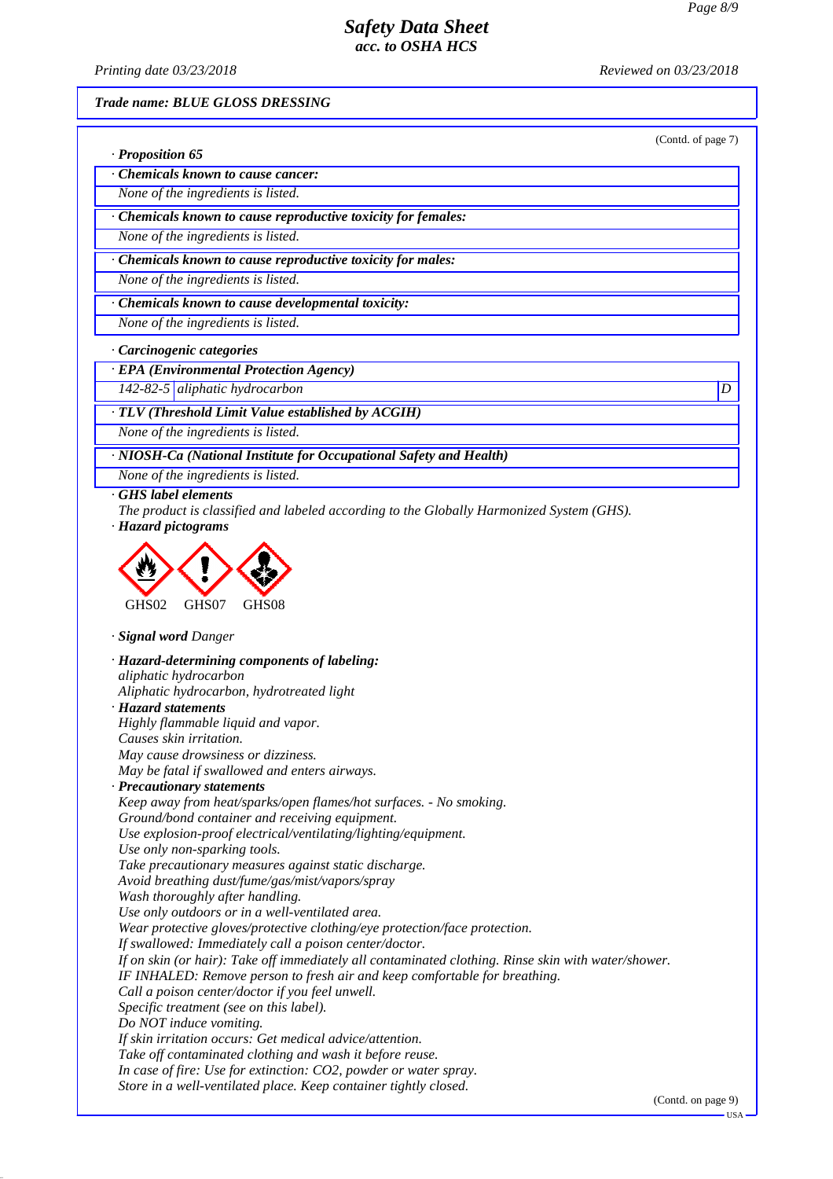*Trade name: BLUE GLOSS DRESSING*

(Contd. of page 7)

**· Proposition 65**

**· Chemicals known to cause cancer:**

None of the ingredients is listed.

**· Chemicals known to cause reproductive toxicity for females:**

None of the ingredients is listed.

**· Chemicals known to cause reproductive toxicity for males:**

None of the ingredients is listed.

**· Chemicals known to cause developmental toxicity:**

None of the ingredients is listed.

**· Carcinogenic categories**

**· EPA (Environmental Protection Agency)**

| 142-82-5 | aliphatic hydrocarbon | D |
|---|---|---|

**· TLV (Threshold Limit Value established by ACGIH)**

None of the ingredients is listed.

**· NIOSH-Ca (National Institute for Occupational Safety and Health)**

None of the ingredients is listed.

**· GHS label elements**

The product is classified and labeled according to the Globally Harmonized System (GHS).

**· Hazard pictograms**

GHS02 GHS07 GHS08

**· Signal word** Danger

**· Hazard-determining components of labeling:**

aliphatic hydrocarbon
Aliphatic hydrocarbon, hydrotreated light

**· Hazard statements**

Highly flammable liquid and vapor.
Causes skin irritation.
May cause drowsiness or dizziness.
May be fatal if swallowed and enters airways.

**· Precautionary statements**

Keep away from heat/sparks/open flames/hot surfaces. - No smoking.
Ground/bond container and receiving equipment.
Use explosion-proof electrical/ventilating/lighting/equipment.
Use only non-sparking tools.
Take precautionary measures against static discharge.
Avoid breathing dust/fume/gas/mist/vapors/spray
Wash thoroughly after handling.
Use only outdoors or in a well-ventilated area.
Wear protective gloves/protective clothing/eye protection/face protection.
If swallowed: Immediately call a poison center/doctor.
If on skin (or hair): Take off immediately all contaminated clothing. Rinse skin with water/shower.
IF INHALED: Remove person to fresh air and keep comfortable for breathing.
Call a poison center/doctor if you feel unwell.
Specific treatment (see on this label).
Do NOT induce vomiting.
If skin irritation occurs: Get medical advice/attention.
Take off contaminated clothing and wash it before reuse.
In case of fire: Use for extinction: $CO_2$, powder or water spray.
Store in a well-ventilated place. Keep container tightly closed.

(Contd. on page 9)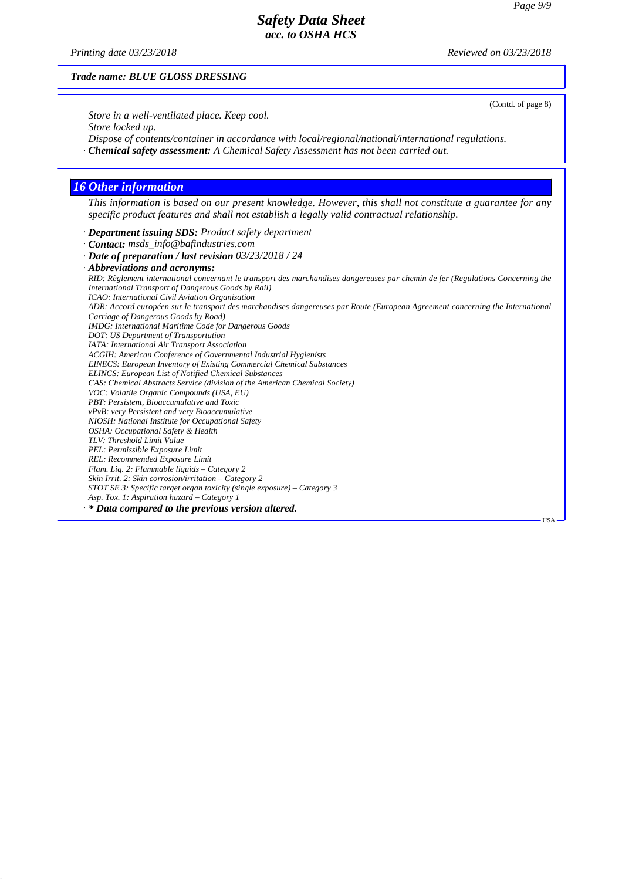*Trade name: BLUE GLOSS DRESSING*

(Contd. of page 8)

*Store in a well-ventilated place. Keep cool.*
*Store locked up.*
*Dispose of contents/container in accordance with local/regional/national/international regulations.*
· ***Chemical safety assessment:*** *A Chemical Safety Assessment has not been carried out.*

## *16 Other information*

*This information is based on our present knowledge. However, this shall not constitute a guarantee for any specific product features and shall not establish a legally valid contractual relationship.*

· ***Department issuing SDS:*** *Product safety department*
· ***Contact:*** *msds_info@bafindustries.com*
· ***Date of preparation / last revision*** *03/23/2018 / 24*
· ***Abbreviations and acronyms:***

*RID: Règlement international concernant le transport des marchandises dangereuses par chemin de fer (Regulations Concerning the International Transport of Dangerous Goods by Rail)*
*ICAO: International Civil Aviation Organisation*
*ADR: Accord européen sur le transport des marchandises dangereuses par Route (European Agreement concerning the International Carriage of Dangerous Goods by Road)*
*IMDG: International Maritime Code for Dangerous Goods*
*DOT: US Department of Transportation*
*IATA: International Air Transport Association*
*ACGIH: American Conference of Governmental Industrial Hygienists*
*EINECS: European Inventory of Existing Commercial Chemical Substances*
*ELINCS: European List of Notified Chemical Substances*
*CAS: Chemical Abstracts Service (division of the American Chemical Society)*
*VOC: Volatile Organic Compounds (USA, EU)*
*PBT: Persistent, Bioaccumulative and Toxic*
*vPvB: very Persistent and very Bioaccumulative*
*NIOSH: National Institute for Occupational Safety*
*OSHA: Occupational Safety & Health*
*TLV: Threshold Limit Value*
*PEL: Permissible Exposure Limit*
*REL: Recommended Exposure Limit*
*Flam. Liq. 2: Flammable liquids – Category 2*
*Skin Irrit. 2: Skin corrosion/irritation – Category 2*
*STOT SE 3: Specific target organ toxicity (single exposure) – Category 3*
*Asp. Tox. 1: Aspiration hazard – Category 1*

· ***\* Data compared to the previous version altered.***

USA